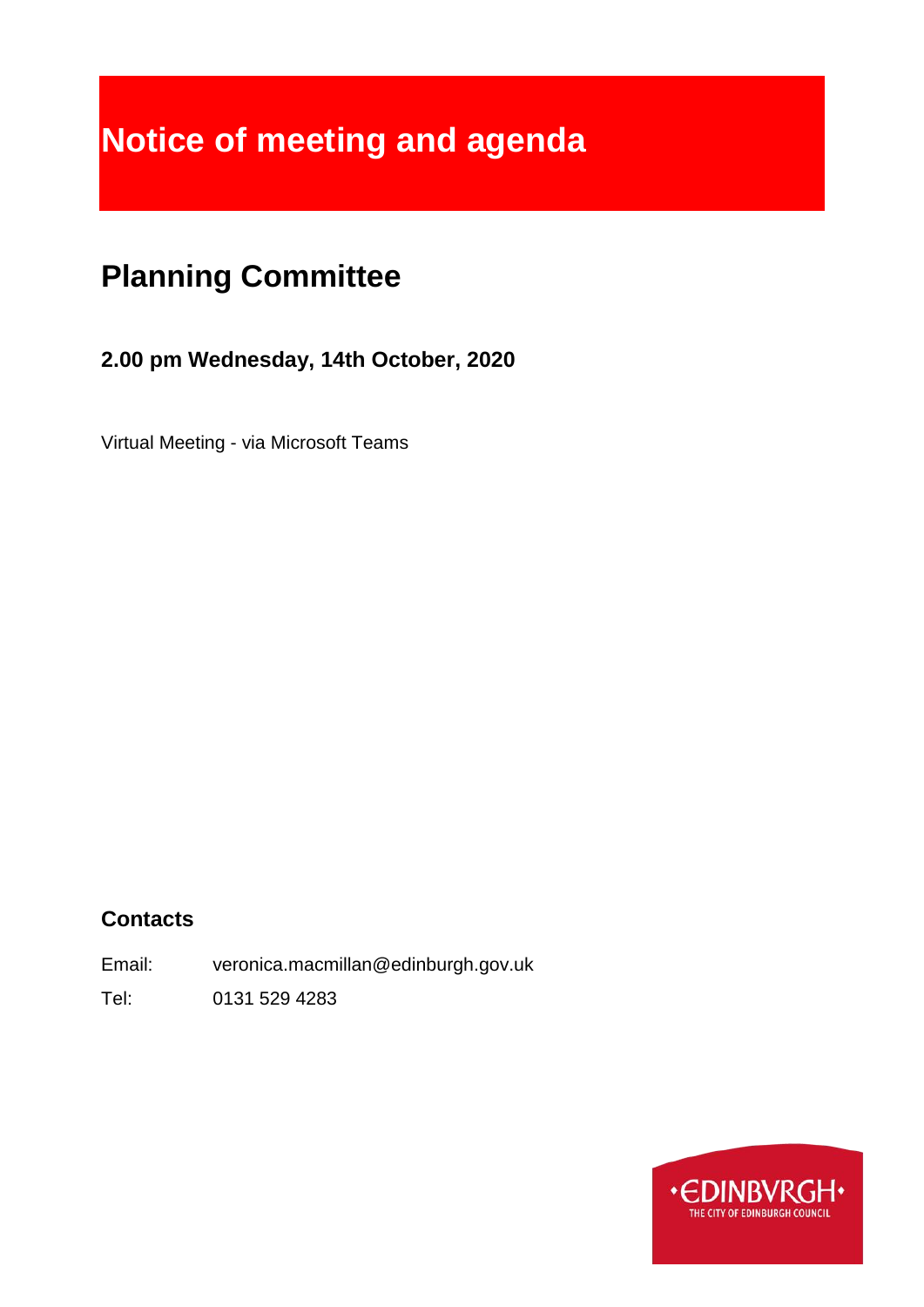# Notice of meeting and agenda

## Planning Committee

### 2.00 pm Wednesday, 14th October, 2020

Virtual Meeting - via Microsoft Teams

### Contacts

Email: veronica.macmillan@edinburgh.gov.uk

Tel: 0131 529 4283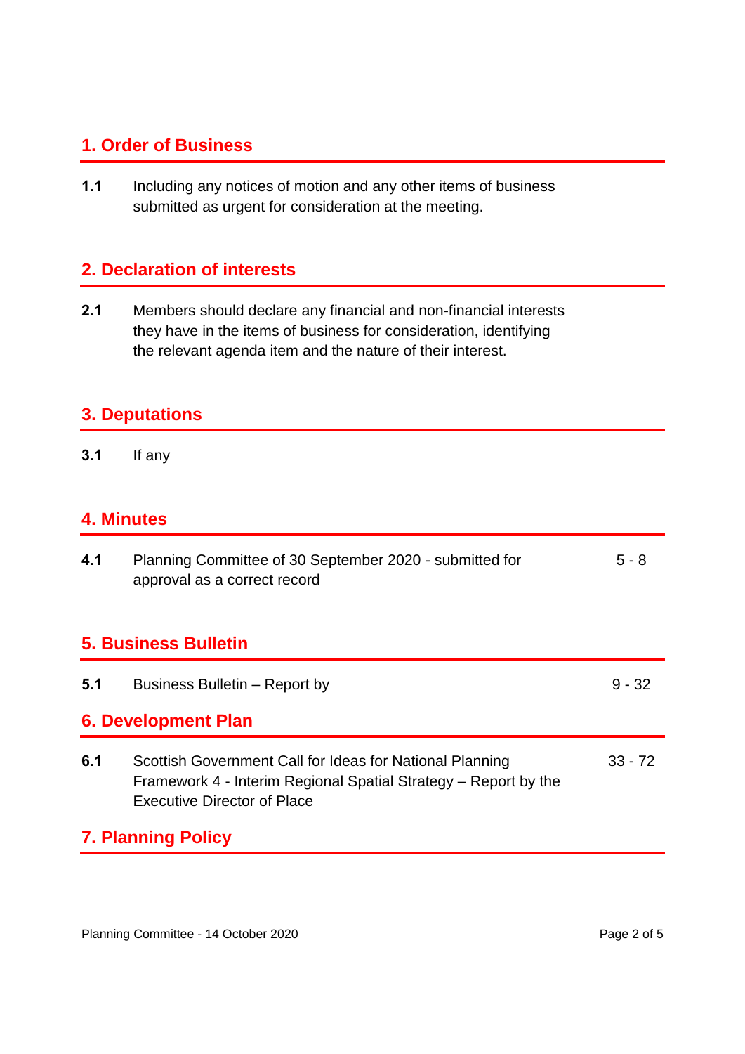## 1. Order of Business

**1.1** Including any notices of motion and any other items of business submitted as urgent for consideration at the meeting.

## 2. Declaration of interests

**2.1** Members should declare any financial and non-financial interests they have in the items of business for consideration, identifying the relevant agenda item and the nature of their interest.

## 3. Deputations

**3.1** If any

## 4. Minutes

| | | |
|---|---|---|
| **4.1** | Planning Committee of 30 September 2020 - submitted for approval as a correct record | 5 - 8 |

## 5. Business Bulletin

| | | |
|---|---|---|
| **5.1** | Business Bulletin – Report by | 9 - 32 |

## 6. Development Plan

| | | |
|---|---|---|
| **6.1** | Scottish Government Call for Ideas for National Planning Framework 4 - Interim Regional Spatial Strategy – Report by the Executive Director of Place | 33 - 72 |

## 7. Planning Policy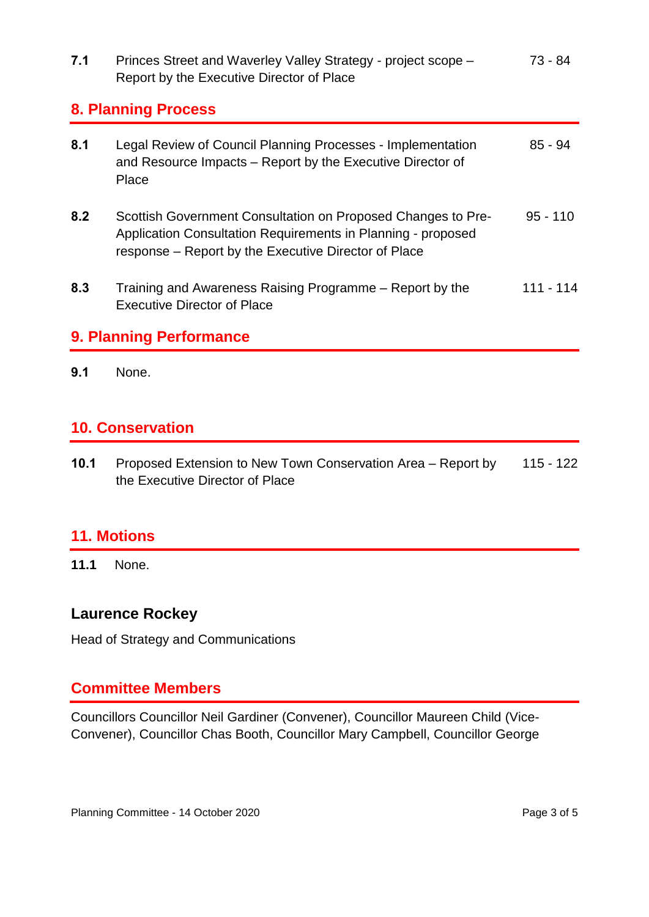| | | |
|---|---|---|
| **7.1** | Princes Street and Waverley Valley Strategy - project scope – Report by the Executive Director of Place | 73 - 84 |

## 8. Planning Process

| | | |
|---|---|---|
| **8.1** | Legal Review of Council Planning Processes - Implementation and Resource Impacts – Report by the Executive Director of Place | 85 - 94 |
| **8.2** | Scottish Government Consultation on Proposed Changes to Pre-Application Consultation Requirements in Planning - proposed response – Report by the Executive Director of Place | 95 - 110 |
| **8.3** | Training and Awareness Raising Programme – Report by the Executive Director of Place | 111 - 114 |

## 9. Planning Performance

**9.1** None.

## 10. Conservation

| | | |
|---|---|---|
| **10.1** | Proposed Extension to New Town Conservation Area – Report by the Executive Director of Place | 115 - 122 |

## 11. Motions

**11.1** None.

### Laurence Rockey

Head of Strategy and Communications

## Committee Members

Councillors Councillor Neil Gardiner (Convener), Councillor Maureen Child (Vice-Convener), Councillor Chas Booth, Councillor Mary Campbell, Councillor George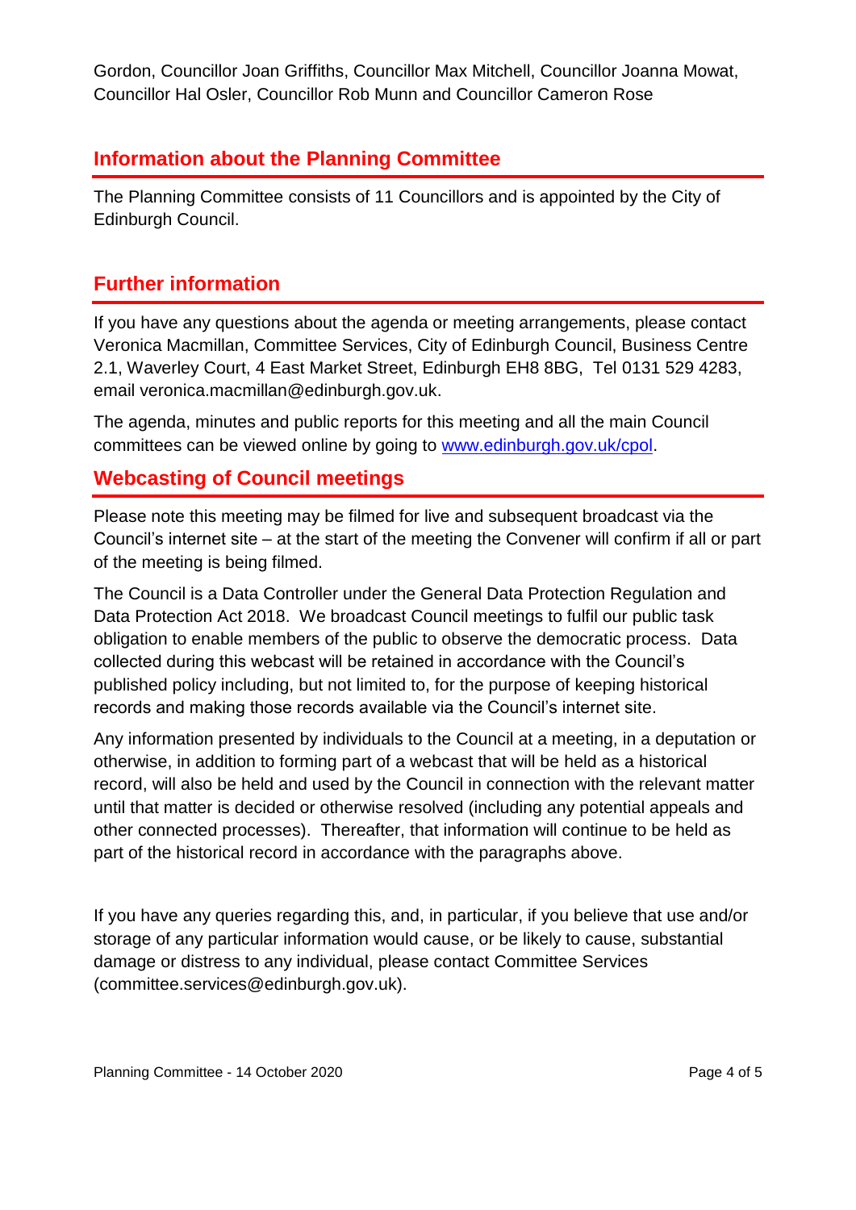Gordon, Councillor Joan Griffiths, Councillor Max Mitchell, Councillor Joanna Mowat, Councillor Hal Osler, Councillor Rob Munn and Councillor Cameron Rose

## Information about the Planning Committee

The Planning Committee consists of 11 Councillors and is appointed by the City of Edinburgh Council.

## Further information

If you have any questions about the agenda or meeting arrangements, please contact Veronica Macmillan, Committee Services, City of Edinburgh Council, Business Centre 2.1, Waverley Court, 4 East Market Street, Edinburgh EH8 8BG, Tel 0131 529 4283, email veronica.macmillan@edinburgh.gov.uk.

The agenda, minutes and public reports for this meeting and all the main Council committees can be viewed online by going to [www.edinburgh.gov.uk/cpol](www.edinburgh.gov.uk/cpol).

## Webcasting of Council meetings

Please note this meeting may be filmed for live and subsequent broadcast via the Council's internet site – at the start of the meeting the Convener will confirm if all or part of the meeting is being filmed.

The Council is a Data Controller under the General Data Protection Regulation and Data Protection Act 2018. We broadcast Council meetings to fulfil our public task obligation to enable members of the public to observe the democratic process. Data collected during this webcast will be retained in accordance with the Council's published policy including, but not limited to, for the purpose of keeping historical records and making those records available via the Council's internet site.

Any information presented by individuals to the Council at a meeting, in a deputation or otherwise, in addition to forming part of a webcast that will be held as a historical record, will also be held and used by the Council in connection with the relevant matter until that matter is decided or otherwise resolved (including any potential appeals and other connected processes). Thereafter, that information will continue to be held as part of the historical record in accordance with the paragraphs above.

If you have any queries regarding this, and, in particular, if you believe that use and/or storage of any particular information would cause, or be likely to cause, substantial damage or distress to any individual, please contact Committee Services (committee.services@edinburgh.gov.uk).